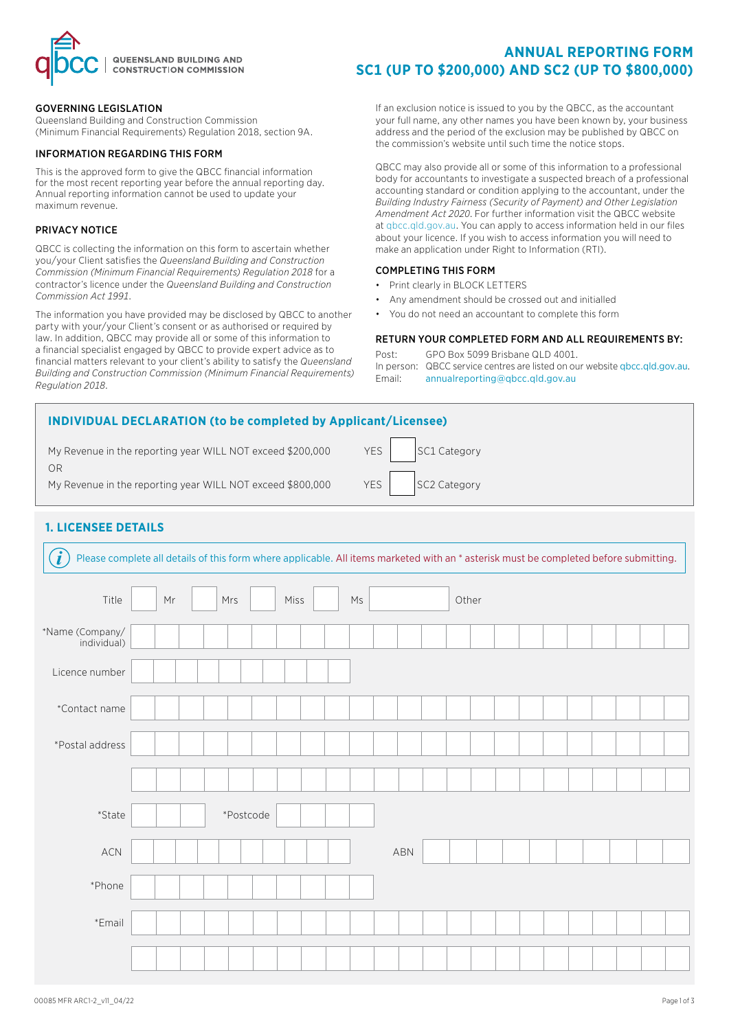QUEENSLAND BUILDING AND CONSTRUCTION COMMISSION

# ANNUAL REPORTING FORM SC1 (UP TO $200,000) AND SC2 (UP TO $800,000)

## GOVERNING LEGISLATION

Queensland Building and Construction Commission (Minimum Financial Requirements) Regulation 2018, section 9A.

## INFORMATION REGARDING THIS FORM

This is the approved form to give the QBCC financial information for the most recent reporting year before the annual reporting day. Annual reporting information cannot be used to update your maximum revenue.

## PRIVACY NOTICE

QBCC is collecting the information on this form to ascertain whether you/your Client satisfies the *Queensland Building and Construction Commission (Minimum Financial Requirements) Regulation 2018* for a contractor's licence under the *Queensland Building and Construction Commission Act 1991*.

The information you have provided may be disclosed by QBCC to another party with your/your Client's consent or as authorised or required by law. In addition, QBCC may provide all or some of this information to a financial specialist engaged by QBCC to provide expert advice as to financial matters relevant to your client's ability to satisfy the *Queensland Building and Construction Commission (Minimum Financial Requirements) Regulation 2018*.

If an exclusion notice is issued to you by the QBCC, as the accountant your full name, any other names you have been known by, your business address and the period of the exclusion may be published by QBCC on the commission's website until such time the notice stops.

QBCC may also provide all or some of this information to a professional body for accountants to investigate a suspected breach of a professional accounting standard or condition applying to the accountant, under the *Building Industry Fairness (Security of Payment) and Other Legislation Amendment Act 2020*. For further information visit the QBCC website at qbcc.qld.gov.au. You can apply to access information held in our files about your licence. If you wish to access information you will need to make an application under Right to Information (RTI).

## COMPLETING THIS FORM

- Print clearly in BLOCK LETTERS
- Any amendment should be crossed out and initialled
- You do not need an accountant to complete this form

## RETURN YOUR COMPLETED FORM AND ALL REQUIREMENTS BY:

Post: GPO Box 5099 Brisbane QLD 4001.
In person: QBCC service centres are listed on our website qbcc.qld.gov.au.
Email: annualreporting@qbcc.qld.gov.au

## INDIVIDUAL DECLARATION (to be completed by Applicant/Licensee)

| | | | |
|---|---|---|---|
| My Revenue in the reporting year WILL NOT exceed $200,000 | YES | ☐ | SC1 Category |
| OR | | | |
| My Revenue in the reporting year WILL NOT exceed $800,000 | YES | ☐ | SC2 Category |

## 1. LICENSEE DETAILS

ⓘ Please complete all details of this form where applicable. All items marketed with an * asterisk must be completed before submitting.

Title ☐ Mr ☐ Mrs ☐ Miss ☐ Ms ☐ Other

*Name (Company/individual) ____________________

Licence number ____________________

*Contact name ____________________

*Postal address ____________________

____________________

*State ______ *Postcode ______

ACN ____________________ ABN ____________________

*Phone ____________________

*Email ____________________

____________________

00085 MFR ARC1-2_v11_04/22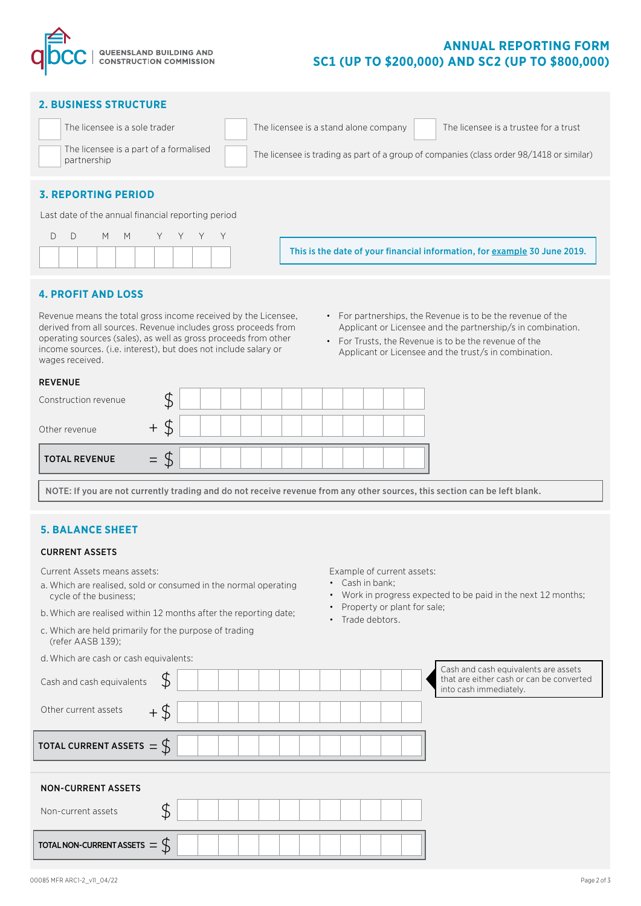## 2. BUSINESS STRUCTURE

- ☐ The licensee is a sole trader
- ☐ The licensee is a stand alone company
- ☐ The licensee is a trustee for a trust
- ☐ The licensee is a part of a formalised partnership
- ☐ The licensee is trading as part of a group of companies (class order 98/1418 or similar)

## 3. REPORTING PERIOD

Last date of the annual financial reporting period

| D | D | M | M | Y | Y | Y | Y |
|---|---|---|---|---|---|---|---|
| | | | | | | | |

**This is the date of your financial information, for example 30 June 2019.**

## 4. PROFIT AND LOSS

Revenue means the total gross income received by the Licensee, derived from all sources. Revenue includes gross proceeds from operating sources (sales), as well as gross proceeds from other income sources. (i.e. interest), but does not include salary or wages received.

- For partnerships, the Revenue is to be the revenue of the Applicant or Licensee and the partnership/s in combination.
- For Trusts, the Revenue is to be the revenue of the Applicant or Licensee and the trust/s in combination.

**REVENUE**

| | | |
|---|---|---|
| Construction revenue | $ | |
| Other revenue | + $ | |
| **TOTAL REVENUE** | = $ | |

**NOTE: If you are not currently trading and do not receive revenue from any other sources, this section can be left blank.**

## 5. BALANCE SHEET

**CURRENT ASSETS**

Current Assets means assets:

a. Which are realised, sold or consumed in the normal operating cycle of the business;

b. Which are realised within 12 months after the reporting date;

c. Which are held primarily for the purpose of trading (refer AASB 139);

d. Which are cash or cash equivalents:

Example of current assets:

- Cash in bank;
- Work in progress expected to be paid in the next 12 months;
- Property or plant for sale;
- Trade debtors.

| | | |
|---|---|---|
| Cash and cash equivalents | $ | |
| Other current assets | + $ | |
| **TOTAL CURRENT ASSETS** | = $ | |

Cash and cash equivalents are assets that are either cash or can be converted into cash immediately.

**NON-CURRENT ASSETS**

| | | |
|---|---|---|
| Non-current assets | $ | |
| **TOTAL NON-CURRENT ASSETS** | = $ | |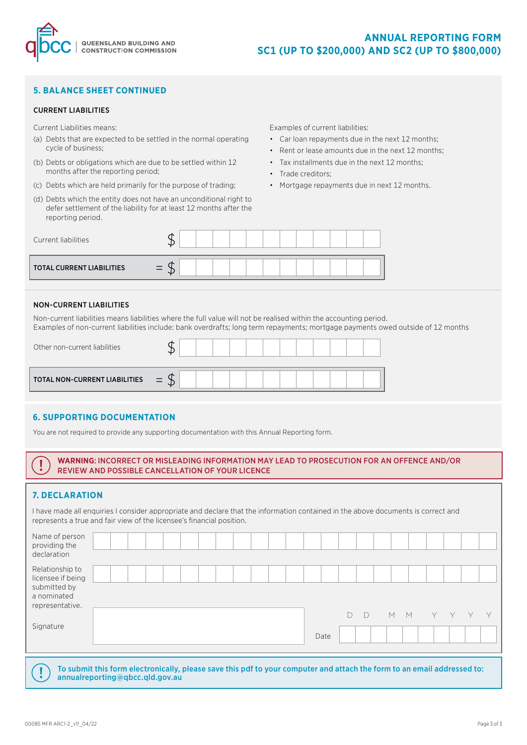## 5. BALANCE SHEET CONTINUED

### CURRENT LIABILITIES

Current Liabilities means:

(a) Debts that are expected to be settled in the normal operating cycle of business;

(b) Debts or obligations which are due to be settled within 12 months after the reporting period;

(c) Debts which are held primarily for the purpose of trading;

(d) Debts which the entity does not have an unconditional right to defer settlement of the liability for at least 12 months after the reporting period.

Examples of current liabilities:

- Car loan repayments due in the next 12 months;
- Rent or lease amounts due in the next 12 months;
- Tax installments due in the next 12 months;
- Trade creditors;
- Mortgage repayments due in next 12 months.

Current liabilities $

**TOTAL CURRENT LIABILITIES** = $

### NON-CURRENT LIABILITIES

Non-current liabilities means liabilities where the full value will not be realised within the accounting period.
Examples of non-current liabilities include: bank overdrafts; long term repayments; mortgage payments owed outside of 12 months

Other non-current liabilities $

**TOTAL NON-CURRENT LIABILITIES** = $

## 6. SUPPORTING DOCUMENTATION

You are not required to provide any supporting documentation with this Annual Reporting form.

**WARNING:** INCORRECT OR MISLEADING INFORMATION MAY LEAD TO PROSECUTION FOR AN OFFENCE AND/OR REVIEW AND POSSIBLE CANCELLATION OF YOUR LICENCE

## 7. DECLARATION

I have made all enquiries I consider appropriate and declare that the information contained in the above documents is correct and represents a true and fair view of the licensee's financial position.

Name of person providing the declaration

Relationship to licensee if being submitted by a nominated representative.

Signature

Date D D M M Y Y Y Y

**To submit this form electronically, please save this pdf to your computer and attach the form to an email addressed to: annualreporting@qbcc.qld.gov.au**

00085 MFR ARC1-2_v11_04/22